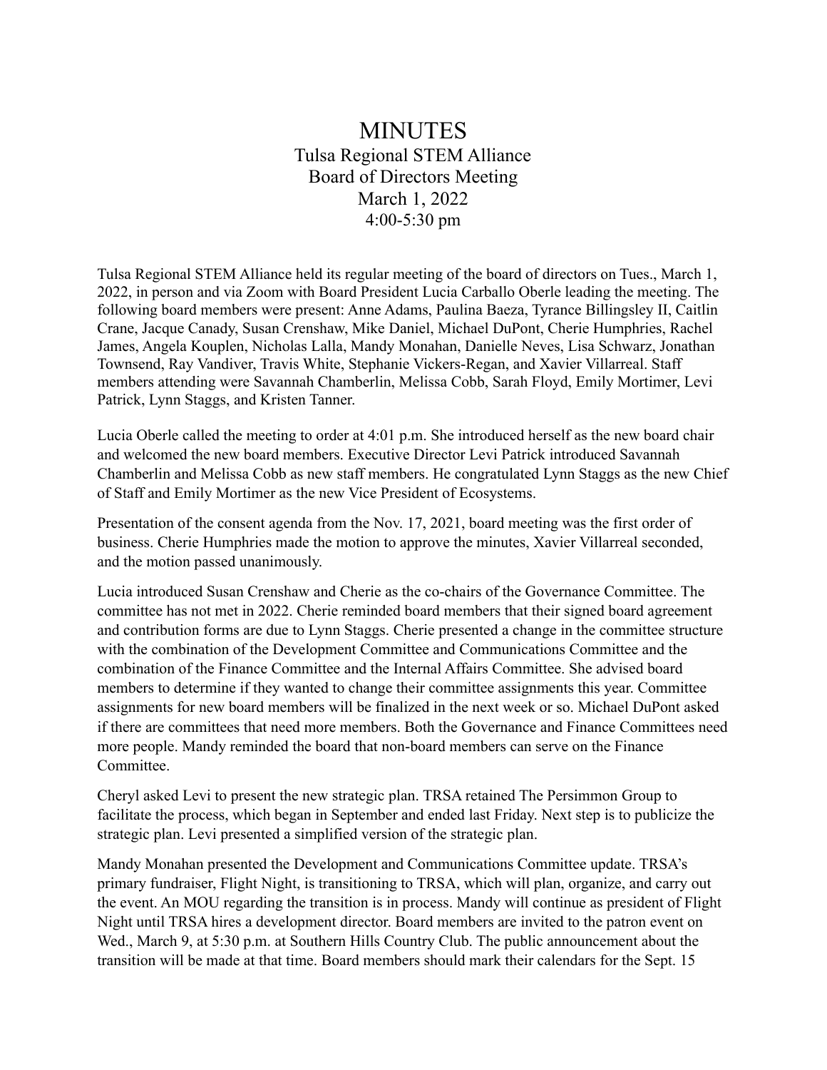# MINUTES

Tulsa Regional STEM Alliance
Board of Directors Meeting
March 1, 2022
4:00-5:30 pm

Tulsa Regional STEM Alliance held its regular meeting of the board of directors on Tues., March 1, 2022, in person and via Zoom with Board President Lucia Carballo Oberle leading the meeting. The following board members were present: Anne Adams, Paulina Baeza, Tyrance Billingsley II, Caitlin Crane, Jacque Canady, Susan Crenshaw, Mike Daniel, Michael DuPont, Cherie Humphries, Rachel James, Angela Kouplen, Nicholas Lalla, Mandy Monahan, Danielle Neves, Lisa Schwarz, Jonathan Townsend, Ray Vandiver, Travis White, Stephanie Vickers-Regan, and Xavier Villarreal. Staff members attending were Savannah Chamberlin, Melissa Cobb, Sarah Floyd, Emily Mortimer, Levi Patrick, Lynn Staggs, and Kristen Tanner.

Lucia Oberle called the meeting to order at 4:01 p.m. She introduced herself as the new board chair and welcomed the new board members. Executive Director Levi Patrick introduced Savannah Chamberlin and Melissa Cobb as new staff members. He congratulated Lynn Staggs as the new Chief of Staff and Emily Mortimer as the new Vice President of Ecosystems.

Presentation of the consent agenda from the Nov. 17, 2021, board meeting was the first order of business. Cherie Humphries made the motion to approve the minutes, Xavier Villarreal seconded, and the motion passed unanimously.

Lucia introduced Susan Crenshaw and Cherie as the co-chairs of the Governance Committee. The committee has not met in 2022. Cherie reminded board members that their signed board agreement and contribution forms are due to Lynn Staggs. Cherie presented a change in the committee structure with the combination of the Development Committee and Communications Committee and the combination of the Finance Committee and the Internal Affairs Committee. She advised board members to determine if they wanted to change their committee assignments this year. Committee assignments for new board members will be finalized in the next week or so. Michael DuPont asked if there are committees that need more members. Both the Governance and Finance Committees need more people. Mandy reminded the board that non-board members can serve on the Finance Committee.

Cheryl asked Levi to present the new strategic plan. TRSA retained The Persimmon Group to facilitate the process, which began in September and ended last Friday. Next step is to publicize the strategic plan. Levi presented a simplified version of the strategic plan.

Mandy Monahan presented the Development and Communications Committee update. TRSA's primary fundraiser, Flight Night, is transitioning to TRSA, which will plan, organize, and carry out the event. An MOU regarding the transition is in process. Mandy will continue as president of Flight Night until TRSA hires a development director. Board members are invited to the patron event on Wed., March 9, at 5:30 p.m. at Southern Hills Country Club. The public announcement about the transition will be made at that time. Board members should mark their calendars for the Sept. 15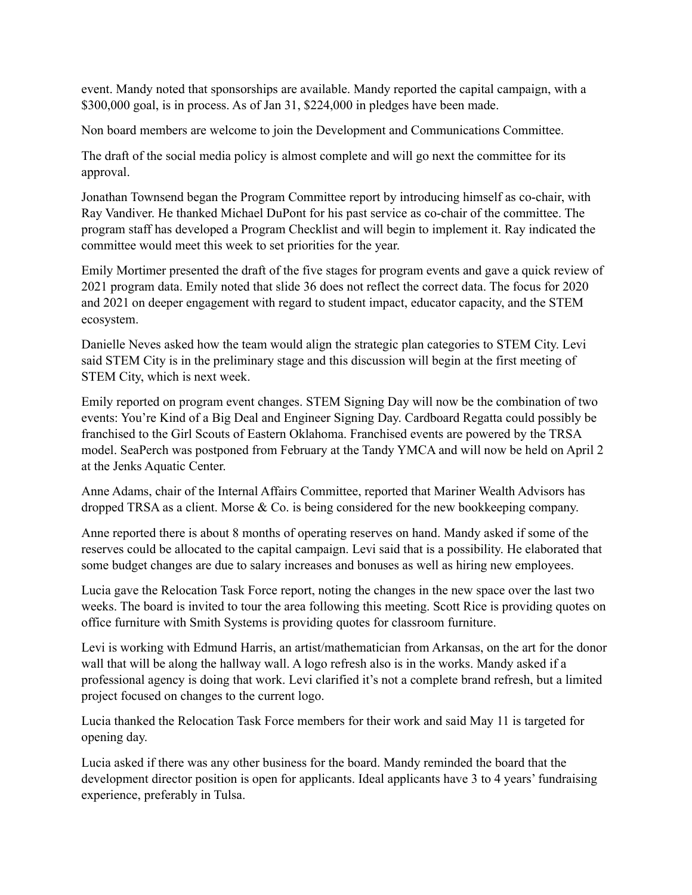event. Mandy noted that sponsorships are available. Mandy reported the capital campaign, with a $300,000 goal, is in process. As of Jan 31, $224,000 in pledges have been made.

Non board members are welcome to join the Development and Communications Committee.

The draft of the social media policy is almost complete and will go next the committee for its approval.

Jonathan Townsend began the Program Committee report by introducing himself as co-chair, with Ray Vandiver. He thanked Michael DuPont for his past service as co-chair of the committee. The program staff has developed a Program Checklist and will begin to implement it. Ray indicated the committee would meet this week to set priorities for the year.

Emily Mortimer presented the draft of the five stages for program events and gave a quick review of 2021 program data. Emily noted that slide 36 does not reflect the correct data. The focus for 2020 and 2021 on deeper engagement with regard to student impact, educator capacity, and the STEM ecosystem.

Danielle Neves asked how the team would align the strategic plan categories to STEM City. Levi said STEM City is in the preliminary stage and this discussion will begin at the first meeting of STEM City, which is next week.

Emily reported on program event changes. STEM Signing Day will now be the combination of two events: You're Kind of a Big Deal and Engineer Signing Day. Cardboard Regatta could possibly be franchised to the Girl Scouts of Eastern Oklahoma. Franchised events are powered by the TRSA model. SeaPerch was postponed from February at the Tandy YMCA and will now be held on April 2 at the Jenks Aquatic Center.

Anne Adams, chair of the Internal Affairs Committee, reported that Mariner Wealth Advisors has dropped TRSA as a client. Morse & Co. is being considered for the new bookkeeping company.

Anne reported there is about 8 months of operating reserves on hand. Mandy asked if some of the reserves could be allocated to the capital campaign. Levi said that is a possibility. He elaborated that some budget changes are due to salary increases and bonuses as well as hiring new employees.

Lucia gave the Relocation Task Force report, noting the changes in the new space over the last two weeks. The board is invited to tour the area following this meeting. Scott Rice is providing quotes on office furniture with Smith Systems is providing quotes for classroom furniture.

Levi is working with Edmund Harris, an artist/mathematician from Arkansas, on the art for the donor wall that will be along the hallway wall. A logo refresh also is in the works. Mandy asked if a professional agency is doing that work. Levi clarified it's not a complete brand refresh, but a limited project focused on changes to the current logo.

Lucia thanked the Relocation Task Force members for their work and said May 11 is targeted for opening day.

Lucia asked if there was any other business for the board. Mandy reminded the board that the development director position is open for applicants. Ideal applicants have 3 to 4 years' fundraising experience, preferably in Tulsa.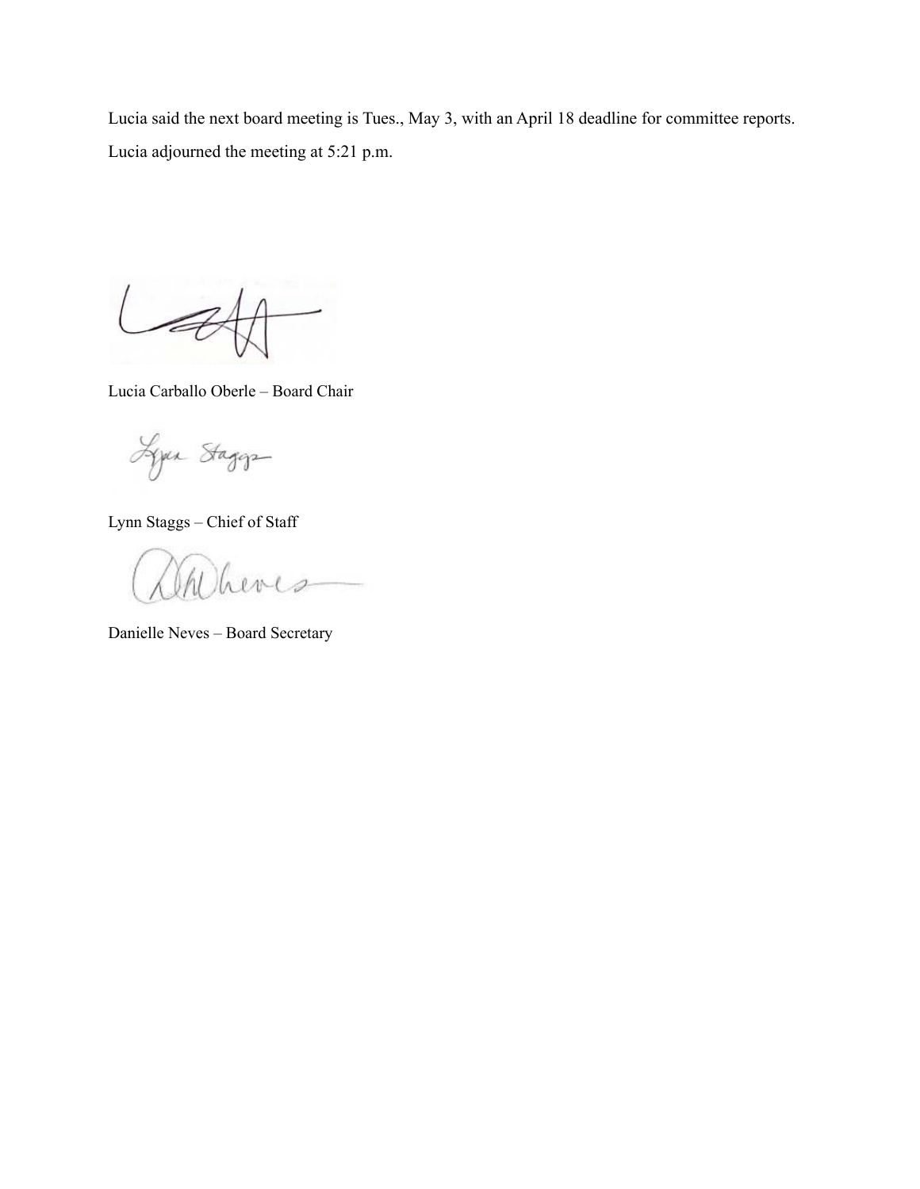Lucia said the next board meeting is Tues., May 3, with an April 18 deadline for committee reports.

Lucia adjourned the meeting at 5:21 p.m.

Lucia Carballo Oberle – Board Chair

Lynn Staggs – Chief of Staff

Danielle Neves – Board Secretary